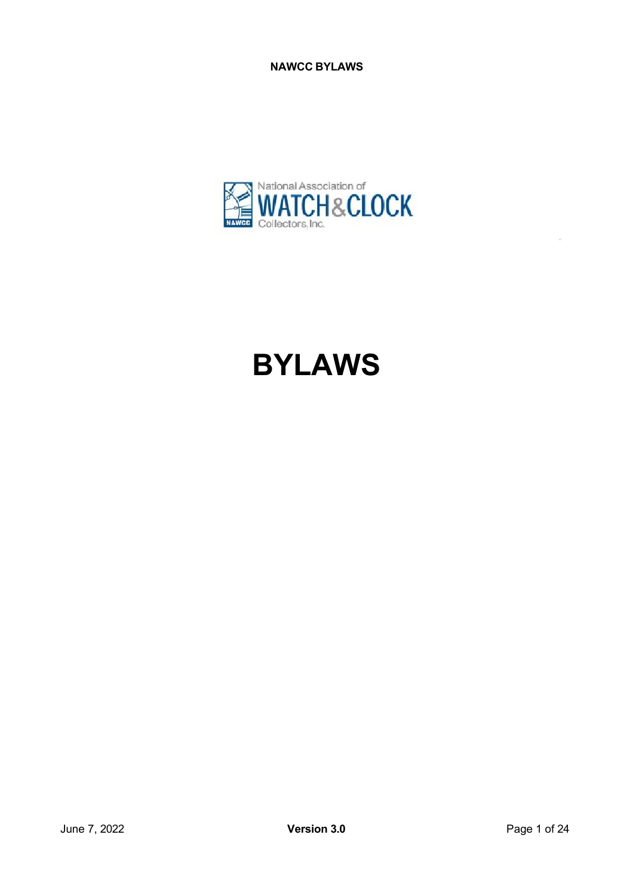National Association of WATCH & CLOCK Collectors, Inc.

# BYLAWS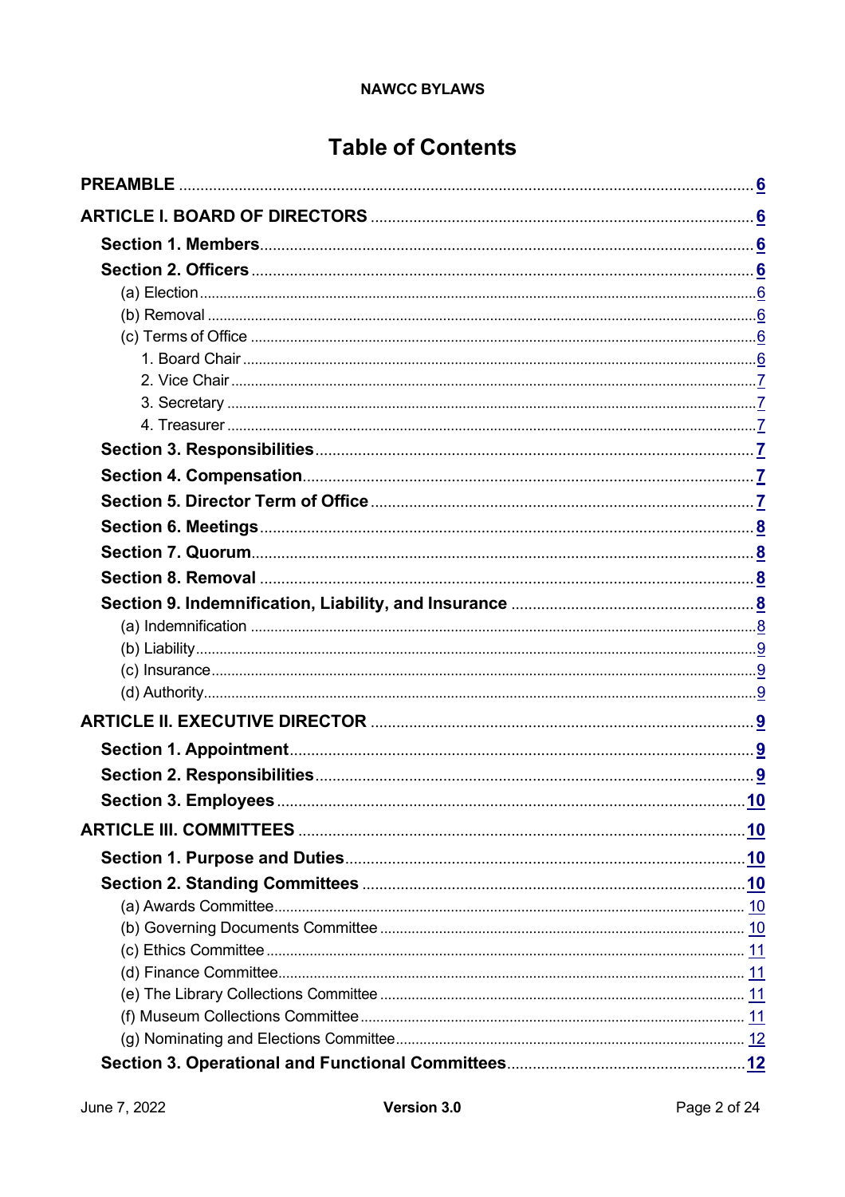**NAWCC BYLAWS**

# Table of Contents

**PREAMBLE** ........ **6**

**ARTICLE I. BOARD OF DIRECTORS** ........ **6**

- **Section 1. Members** ........ **6**
- **Section 2. Officers** ........ **6**
  - (a) Election ........ 6
  - (b) Removal ........ 6
  - (c) Terms of Office ........ 6
    - 1. Board Chair ........ 6
    - 2. Vice Chair ........ 7
    - 3. Secretary ........ 7
    - 4. Treasurer ........ 7
- **Section 3. Responsibilities** ........ **7**
- **Section 4. Compensation** ........ **7**
- **Section 5. Director Term of Office** ........ **7**
- **Section 6. Meetings** ........ **8**
- **Section 7. Quorum** ........ **8**
- **Section 8. Removal** ........ **8**
- **Section 9. Indemnification, Liability, and Insurance** ........ **8**
  - (a) Indemnification ........ 8
  - (b) Liability ........ 9
  - (c) Insurance ........ 9
  - (d) Authority ........ 9

**ARTICLE II. EXECUTIVE DIRECTOR** ........ **9**

- **Section 1. Appointment** ........ **9**
- **Section 2. Responsibilities** ........ **9**
- **Section 3. Employees** ........ **10**

**ARTICLE III. COMMITTEES** ........ **10**

- **Section 1. Purpose and Duties** ........ **10**
- **Section 2. Standing Committees** ........ **10**
  - (a) Awards Committee ........ 10
  - (b) Governing Documents Committee ........ 10
  - (c) Ethics Committee ........ 11
  - (d) Finance Committee ........ 11
  - (e) The Library Collections Committee ........ 11
  - (f) Museum Collections Committee ........ 11
  - (g) Nominating and Elections Committee ........ 12
- **Section 3. Operational and Functional Committees** ........ **12**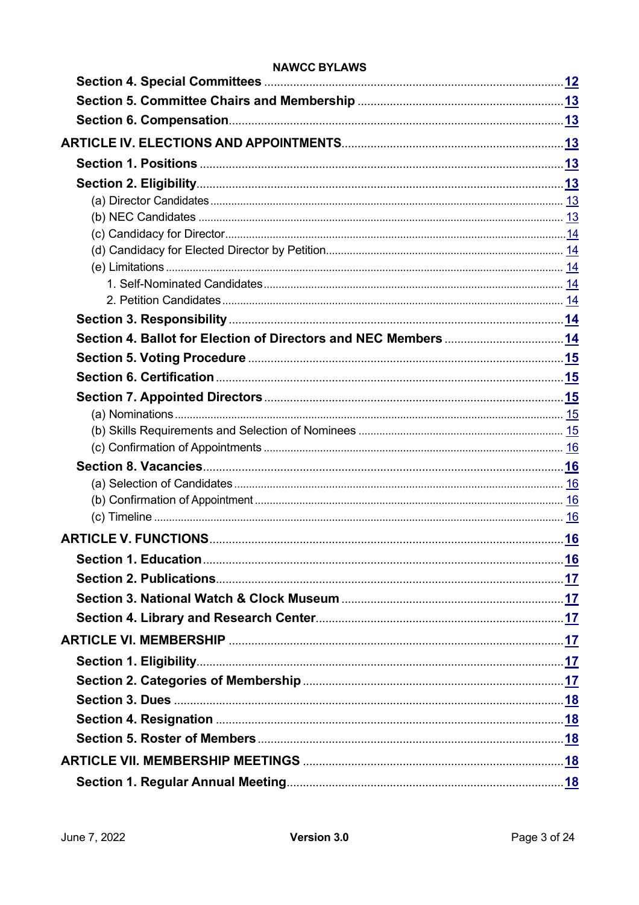Section 4. Special Committees ............................................................................................ 12

Section 5. Committee Chairs and Membership ............................................................... 13

Section 6. Compensation....................................................................................................... 13

ARTICLE IV. ELECTIONS AND APPOINTMENTS................................................................... 13

Section 1. Positions ................................................................................................................ 13

Section 2. Eligibility................................................................................................................. 13

(a) Director Candidates .................................................................................................... 13

(b) NEC Candidates ........................................................................................................ 13

(c) Candidacy for Director................................................................................................ 14

(d) Candidacy for Elected Director by Petition.............................................................. 14

(e) Limitations .................................................................................................................. 14

1. Self-Nominated Candidates.................................................................................. 14

2. Petition Candidates ................................................................................................ 14

Section 3. Responsibility ....................................................................................................... 14

Section 4. Ballot for Election of Directors and NEC Members .................................... 14

Section 5. Voting Procedure ................................................................................................. 15

Section 6. Certification ........................................................................................................... 15

Section 7. Appointed Directors ............................................................................................ 15

(a) Nominations ............................................................................................................... 15

(b) Skills Requirements and Selection of Nominees ................................................... 15

(c) Confirmation of Appointments .................................................................................. 16

Section 8. Vacancies............................................................................................................... 16

(a) Selection of Candidates ............................................................................................ 16

(b) Confirmation of Appointment ..................................................................................... 16

(c) Timeline ...................................................................................................................... 16

ARTICLE V. FUNCTIONS............................................................................................................ 16

Section 1. Education ............................................................................................................... 16

Section 2. Publications............................................................................................................ 17

Section 3. National Watch & Clock Museum .................................................................... 17

Section 4. Library and Research Center............................................................................ 17

ARTICLE VI. MEMBERSHIP ....................................................................................................... 17

Section 1. Eligibility................................................................................................................. 17

Section 2. Categories of Membership ................................................................................ 17

Section 3. Dues ........................................................................................................................ 18

Section 4. Resignation ........................................................................................................... 18

Section 5. Roster of Members .............................................................................................. 18

ARTICLE VII. MEMBERSHIP MEETINGS ................................................................................ 18

Section 1. Regular Annual Meeting..................................................................................... 18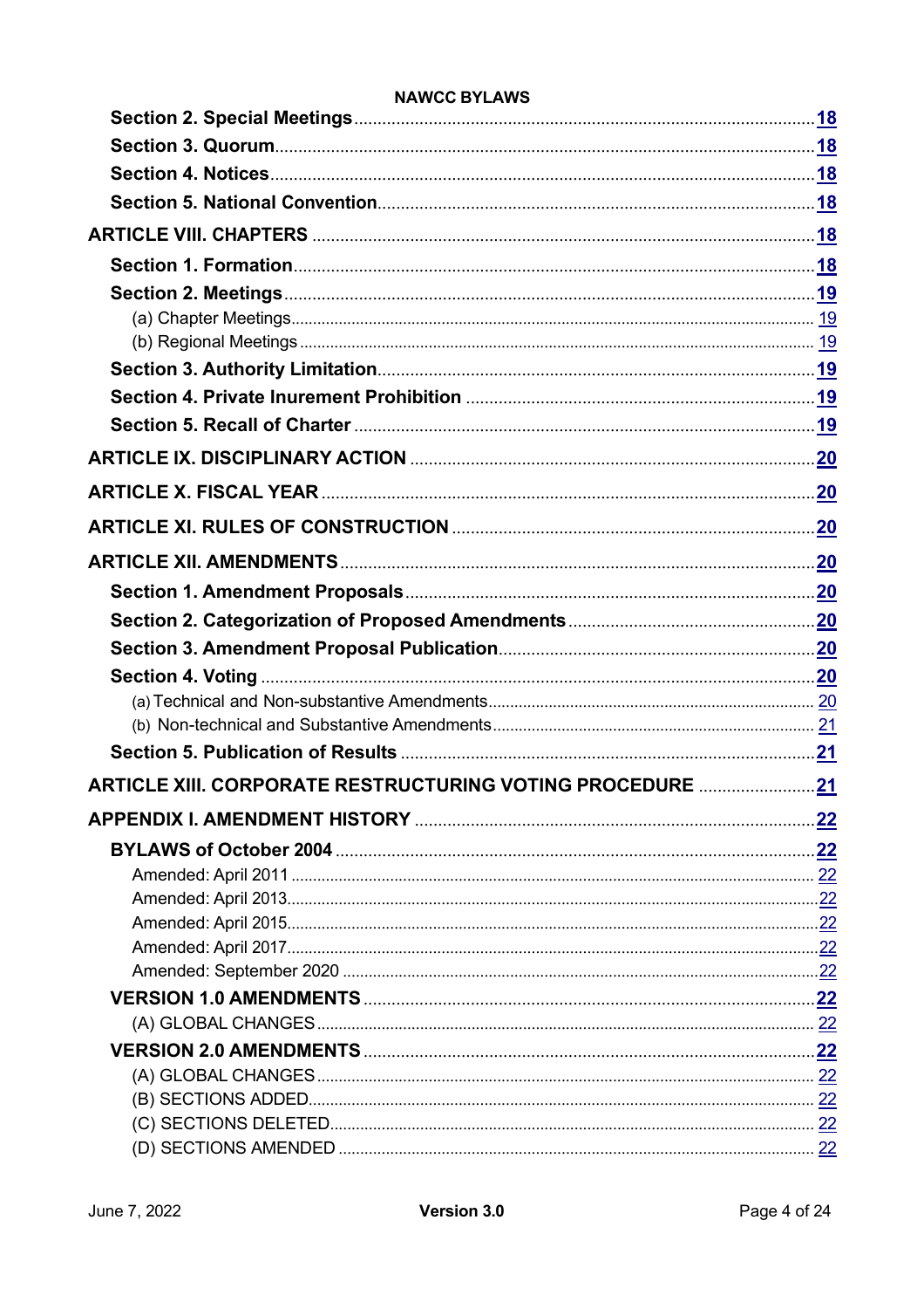Section 2. Special Meetings ..... 18

Section 3. Quorum ..... 18

Section 4. Notices ..... 18

Section 5. National Convention ..... 18

ARTICLE VIII. CHAPTERS ..... 18

Section 1. Formation ..... 18

Section 2. Meetings ..... 19

(a) Chapter Meetings ..... 19

(b) Regional Meetings ..... 19

Section 3. Authority Limitation ..... 19

Section 4. Private Inurement Prohibition ..... 19

Section 5. Recall of Charter ..... 19

ARTICLE IX. DISCIPLINARY ACTION ..... 20

ARTICLE X. FISCAL YEAR ..... 20

ARTICLE XI. RULES OF CONSTRUCTION ..... 20

ARTICLE XII. AMENDMENTS ..... 20

Section 1. Amendment Proposals ..... 20

Section 2. Categorization of Proposed Amendments ..... 20

Section 3. Amendment Proposal Publication ..... 20

Section 4. Voting ..... 20

(a) Technical and Non-substantive Amendments ..... 20

(b) Non-technical and Substantive Amendments ..... 21

Section 5. Publication of Results ..... 21

ARTICLE XIII. CORPORATE RESTRUCTURING VOTING PROCEDURE ..... 21

APPENDIX I. AMENDMENT HISTORY ..... 22

BYLAWS of October 2004 ..... 22

Amended: April 2011 ..... 22

Amended: April 2013 ..... 22

Amended: April 2015 ..... 22

Amended: April 2017 ..... 22

Amended: September 2020 ..... 22

VERSION 1.0 AMENDMENTS ..... 22

(A) GLOBAL CHANGES ..... 22

VERSION 2.0 AMENDMENTS ..... 22

(A) GLOBAL CHANGES ..... 22

(B) SECTIONS ADDED ..... 22

(C) SECTIONS DELETED ..... 22

(D) SECTIONS AMENDED ..... 22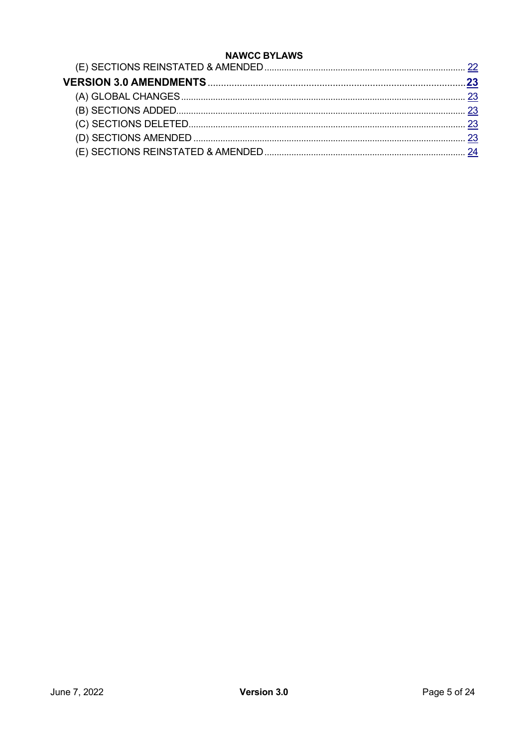(E) SECTIONS REINSTATED & AMENDED ........ 22

**VERSION 3.0 AMENDMENTS ........ 23**

(A) GLOBAL CHANGES ........ 23

(B) SECTIONS ADDED ........ 23

(C) SECTIONS DELETED ........ 23

(D) SECTIONS AMENDED ........ 23

(E) SECTIONS REINSTATED & AMENDED ........ 24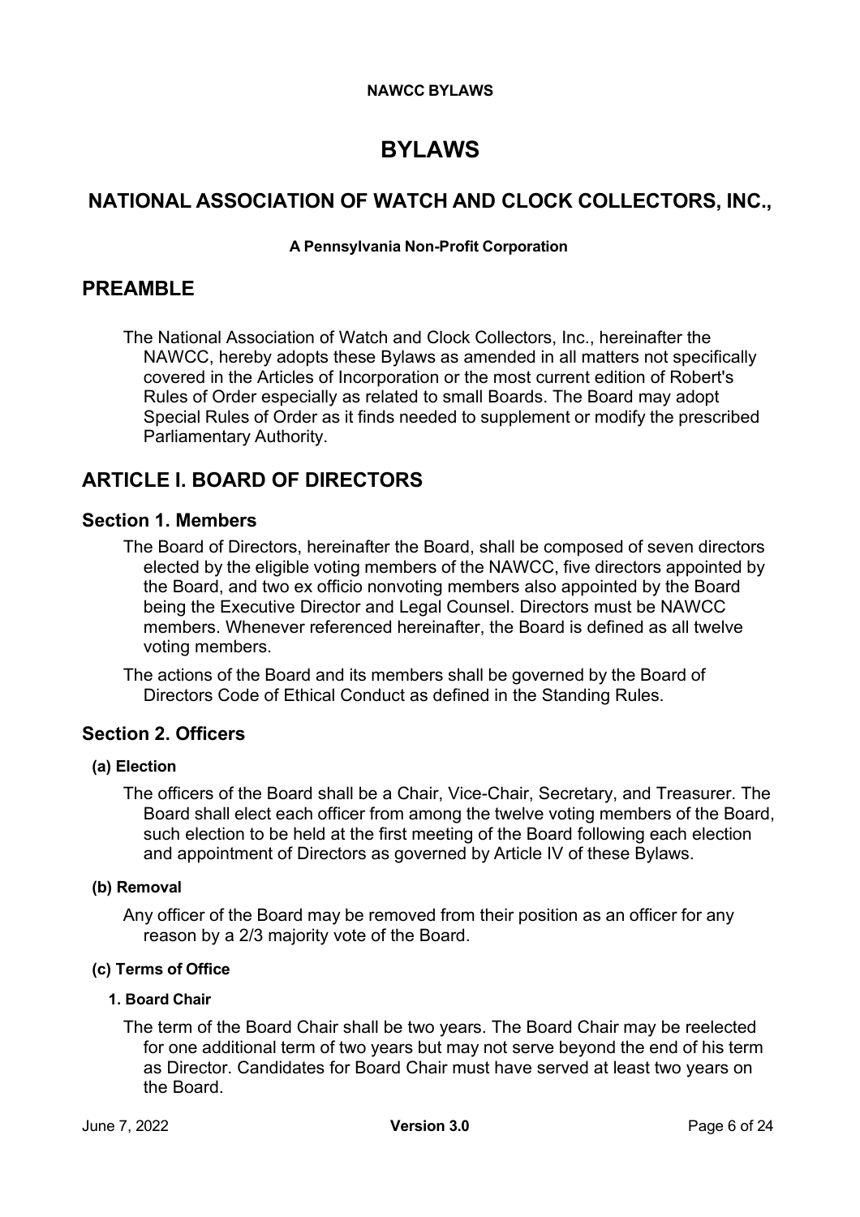# BYLAWS

## NATIONAL ASSOCIATION OF WATCH AND CLOCK COLLECTORS, INC.,

**A Pennsylvania Non-Profit Corporation**

## PREAMBLE

The National Association of Watch and Clock Collectors, Inc., hereinafter the NAWCC, hereby adopts these Bylaws as amended in all matters not specifically covered in the Articles of Incorporation or the most current edition of Robert's Rules of Order especially as related to small Boards. The Board may adopt Special Rules of Order as it finds needed to supplement or modify the prescribed Parliamentary Authority.

## ARTICLE I. BOARD OF DIRECTORS

### Section 1. Members

The Board of Directors, hereinafter the Board, shall be composed of seven directors elected by the eligible voting members of the NAWCC, five directors appointed by the Board, and two ex officio nonvoting members also appointed by the Board being the Executive Director and Legal Counsel. Directors must be NAWCC members. Whenever referenced hereinafter, the Board is defined as all twelve voting members.

The actions of the Board and its members shall be governed by the Board of Directors Code of Ethical Conduct as defined in the Standing Rules.

### Section 2. Officers

#### (a) Election

The officers of the Board shall be a Chair, Vice-Chair, Secretary, and Treasurer. The Board shall elect each officer from among the twelve voting members of the Board, such election to be held at the first meeting of the Board following each election and appointment of Directors as governed by Article IV of these Bylaws.

#### (b) Removal

Any officer of the Board may be removed from their position as an officer for any reason by a 2/3 majority vote of the Board.

#### (c) Terms of Office

##### 1. Board Chair

The term of the Board Chair shall be two years. The Board Chair may be reelected for one additional term of two years but may not serve beyond the end of his term as Director. Candidates for Board Chair must have served at least two years on the Board.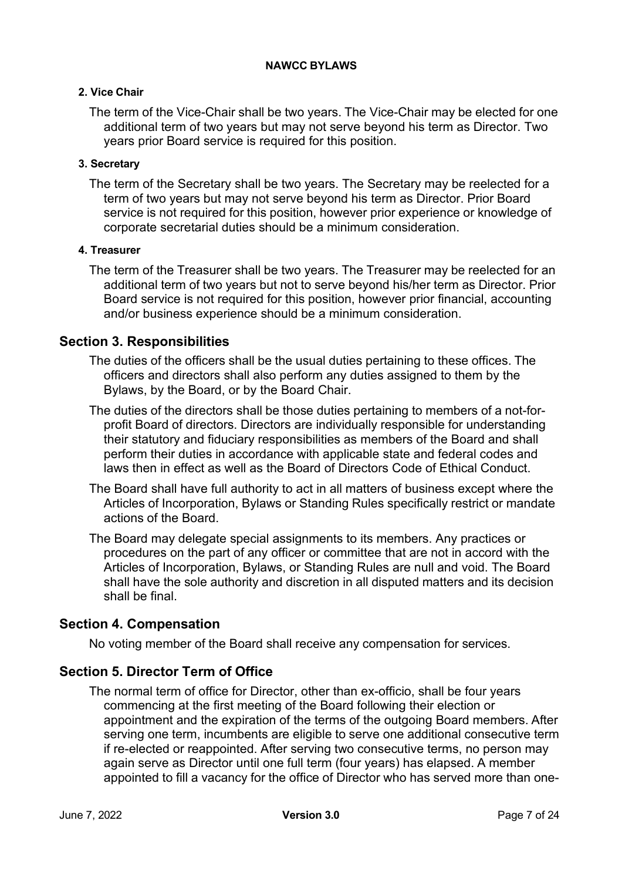**2. Vice Chair**

The term of the Vice-Chair shall be two years. The Vice-Chair may be elected for one additional term of two years but may not serve beyond his term as Director. Two years prior Board service is required for this position.

**3. Secretary**

The term of the Secretary shall be two years. The Secretary may be reelected for a term of two years but may not serve beyond his term as Director. Prior Board service is not required for this position, however prior experience or knowledge of corporate secretarial duties should be a minimum consideration.

**4. Treasurer**

The term of the Treasurer shall be two years. The Treasurer may be reelected for an additional term of two years but not to serve beyond his/her term as Director. Prior Board service is not required for this position, however prior financial, accounting and/or business experience should be a minimum consideration.

## Section 3. Responsibilities

The duties of the officers shall be the usual duties pertaining to these offices. The officers and directors shall also perform any duties assigned to them by the Bylaws, by the Board, or by the Board Chair.

The duties of the directors shall be those duties pertaining to members of a not-for-profit Board of directors. Directors are individually responsible for understanding their statutory and fiduciary responsibilities as members of the Board and shall perform their duties in accordance with applicable state and federal codes and laws then in effect as well as the Board of Directors Code of Ethical Conduct.

The Board shall have full authority to act in all matters of business except where the Articles of Incorporation, Bylaws or Standing Rules specifically restrict or mandate actions of the Board.

The Board may delegate special assignments to its members. Any practices or procedures on the part of any officer or committee that are not in accord with the Articles of Incorporation, Bylaws, or Standing Rules are null and void. The Board shall have the sole authority and discretion in all disputed matters and its decision shall be final.

## Section 4. Compensation

No voting member of the Board shall receive any compensation for services.

## Section 5. Director Term of Office

The normal term of office for Director, other than ex-officio, shall be four years commencing at the first meeting of the Board following their election or appointment and the expiration of the terms of the outgoing Board members. After serving one term, incumbents are eligible to serve one additional consecutive term if re-elected or reappointed. After serving two consecutive terms, no person may again serve as Director until one full term (four years) has elapsed. A member appointed to fill a vacancy for the office of Director who has served more than one-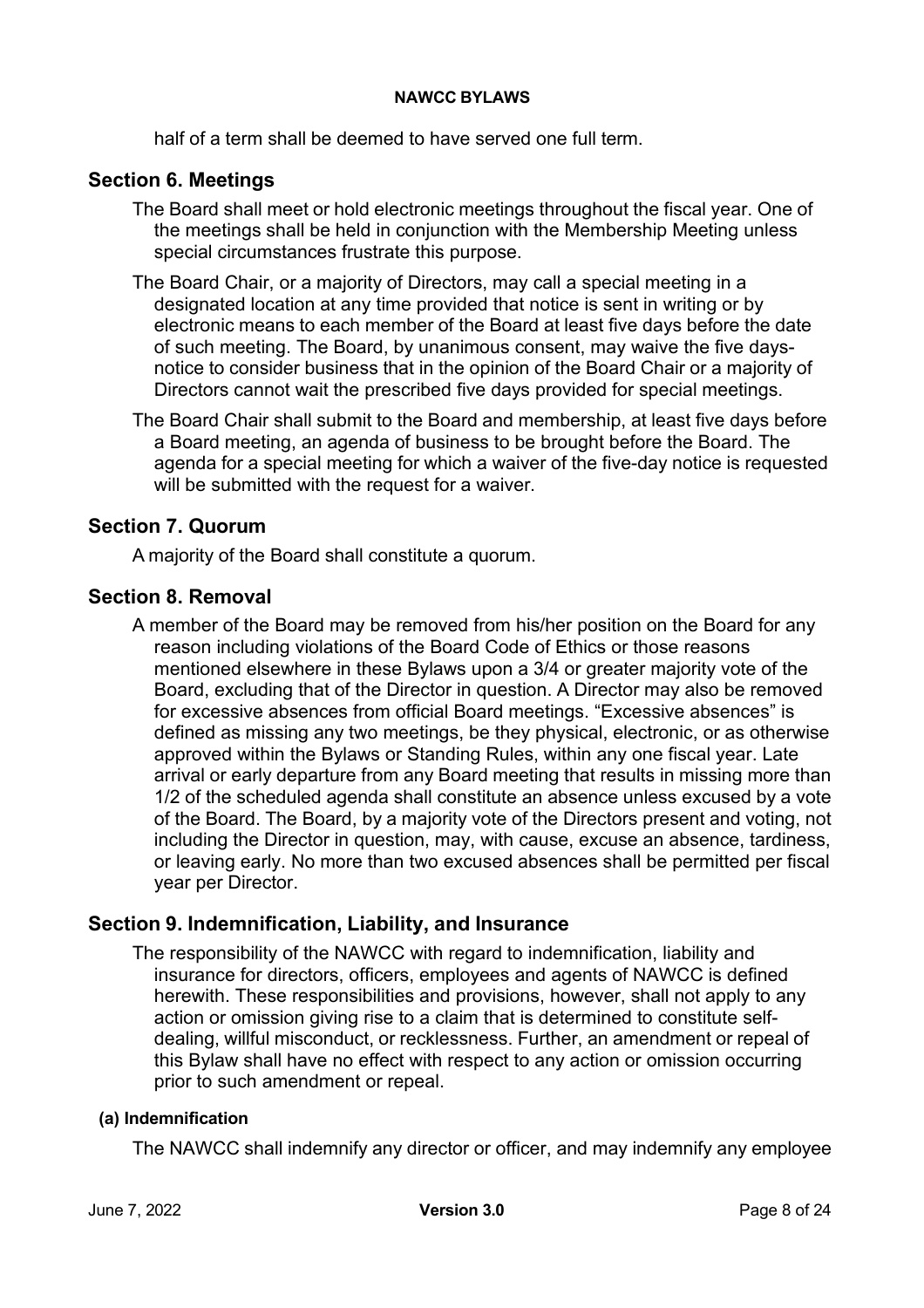half of a term shall be deemed to have served one full term.

## Section 6. Meetings

The Board shall meet or hold electronic meetings throughout the fiscal year. One of the meetings shall be held in conjunction with the Membership Meeting unless special circumstances frustrate this purpose.

The Board Chair, or a majority of Directors, may call a special meeting in a designated location at any time provided that notice is sent in writing or by electronic means to each member of the Board at least five days before the date of such meeting. The Board, by unanimous consent, may waive the five days-notice to consider business that in the opinion of the Board Chair or a majority of Directors cannot wait the prescribed five days provided for special meetings.

The Board Chair shall submit to the Board and membership, at least five days before a Board meeting, an agenda of business to be brought before the Board. The agenda for a special meeting for which a waiver of the five-day notice is requested will be submitted with the request for a waiver.

## Section 7. Quorum

A majority of the Board shall constitute a quorum.

## Section 8. Removal

A member of the Board may be removed from his/her position on the Board for any reason including violations of the Board Code of Ethics or those reasons mentioned elsewhere in these Bylaws upon a 3/4 or greater majority vote of the Board, excluding that of the Director in question. A Director may also be removed for excessive absences from official Board meetings. "Excessive absences" is defined as missing any two meetings, be they physical, electronic, or as otherwise approved within the Bylaws or Standing Rules, within any one fiscal year. Late arrival or early departure from any Board meeting that results in missing more than 1/2 of the scheduled agenda shall constitute an absence unless excused by a vote of the Board. The Board, by a majority vote of the Directors present and voting, not including the Director in question, may, with cause, excuse an absence, tardiness, or leaving early. No more than two excused absences shall be permitted per fiscal year per Director.

## Section 9. Indemnification, Liability, and Insurance

The responsibility of the NAWCC with regard to indemnification, liability and insurance for directors, officers, employees and agents of NAWCC is defined herewith. These responsibilities and provisions, however, shall not apply to any action or omission giving rise to a claim that is determined to constitute self-dealing, willful misconduct, or recklessness. Further, an amendment or repeal of this Bylaw shall have no effect with respect to any action or omission occurring prior to such amendment or repeal.

#### (a) Indemnification

The NAWCC shall indemnify any director or officer, and may indemnify any employee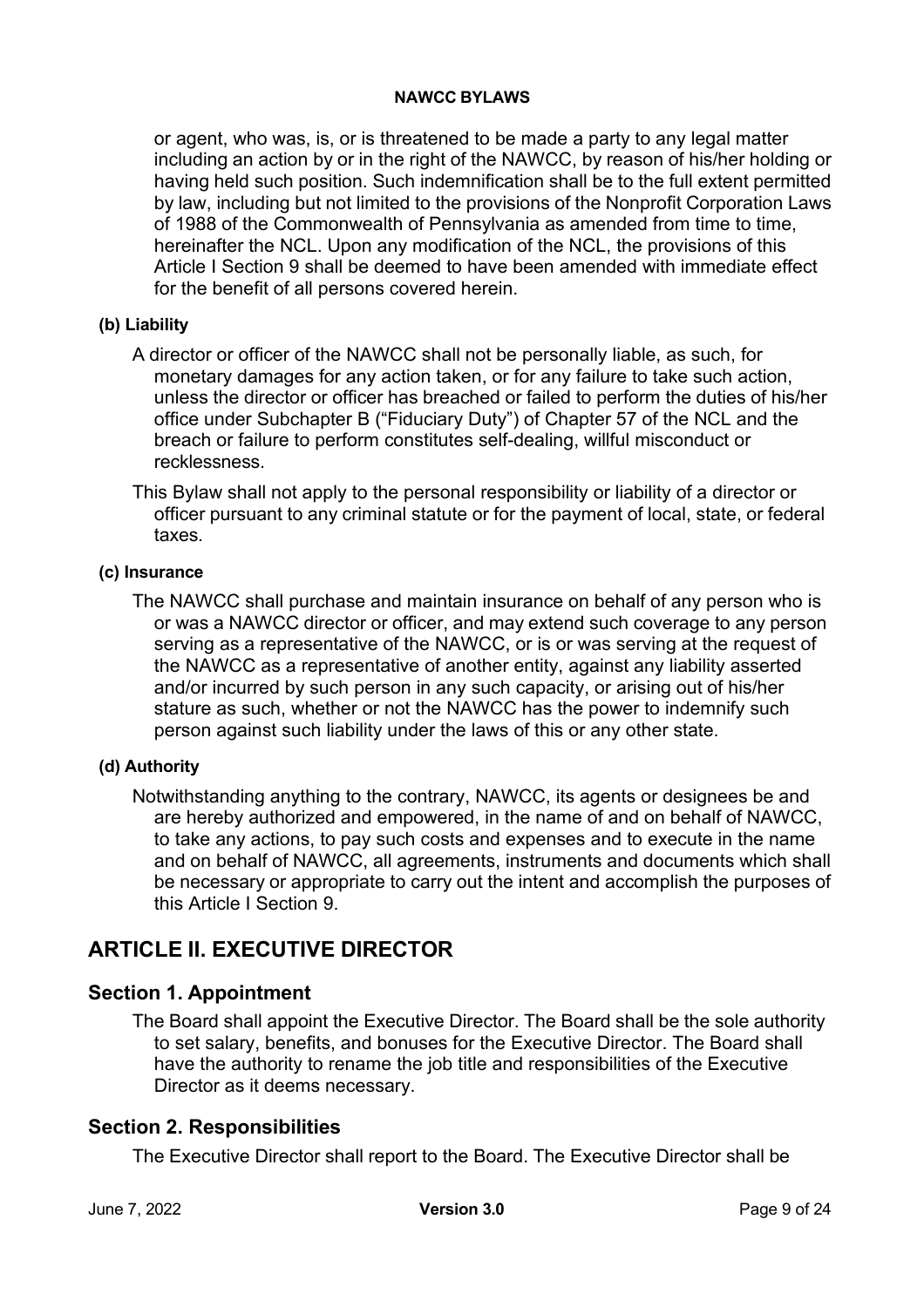or agent, who was, is, or is threatened to be made a party to any legal matter including an action by or in the right of the NAWCC, by reason of his/her holding or having held such position. Such indemnification shall be to the full extent permitted by law, including but not limited to the provisions of the Nonprofit Corporation Laws of 1988 of the Commonwealth of Pennsylvania as amended from time to time, hereinafter the NCL. Upon any modification of the NCL, the provisions of this Article I Section 9 shall be deemed to have been amended with immediate effect for the benefit of all persons covered herein.

#### (b) Liability

A director or officer of the NAWCC shall not be personally liable, as such, for monetary damages for any action taken, or for any failure to take such action, unless the director or officer has breached or failed to perform the duties of his/her office under Subchapter B ("Fiduciary Duty") of Chapter 57 of the NCL and the breach or failure to perform constitutes self-dealing, willful misconduct or recklessness.

This Bylaw shall not apply to the personal responsibility or liability of a director or officer pursuant to any criminal statute or for the payment of local, state, or federal taxes.

#### (c) Insurance

The NAWCC shall purchase and maintain insurance on behalf of any person who is or was a NAWCC director or officer, and may extend such coverage to any person serving as a representative of the NAWCC, or is or was serving at the request of the NAWCC as a representative of another entity, against any liability asserted and/or incurred by such person in any such capacity, or arising out of his/her stature as such, whether or not the NAWCC has the power to indemnify such person against such liability under the laws of this or any other state.

#### (d) Authority

Notwithstanding anything to the contrary, NAWCC, its agents or designees be and are hereby authorized and empowered, in the name of and on behalf of NAWCC, to take any actions, to pay such costs and expenses and to execute in the name and on behalf of NAWCC, all agreements, instruments and documents which shall be necessary or appropriate to carry out the intent and accomplish the purposes of this Article I Section 9.

## ARTICLE II. EXECUTIVE DIRECTOR

### Section 1. Appointment

The Board shall appoint the Executive Director. The Board shall be the sole authority to set salary, benefits, and bonuses for the Executive Director. The Board shall have the authority to rename the job title and responsibilities of the Executive Director as it deems necessary.

### Section 2. Responsibilities

The Executive Director shall report to the Board. The Executive Director shall be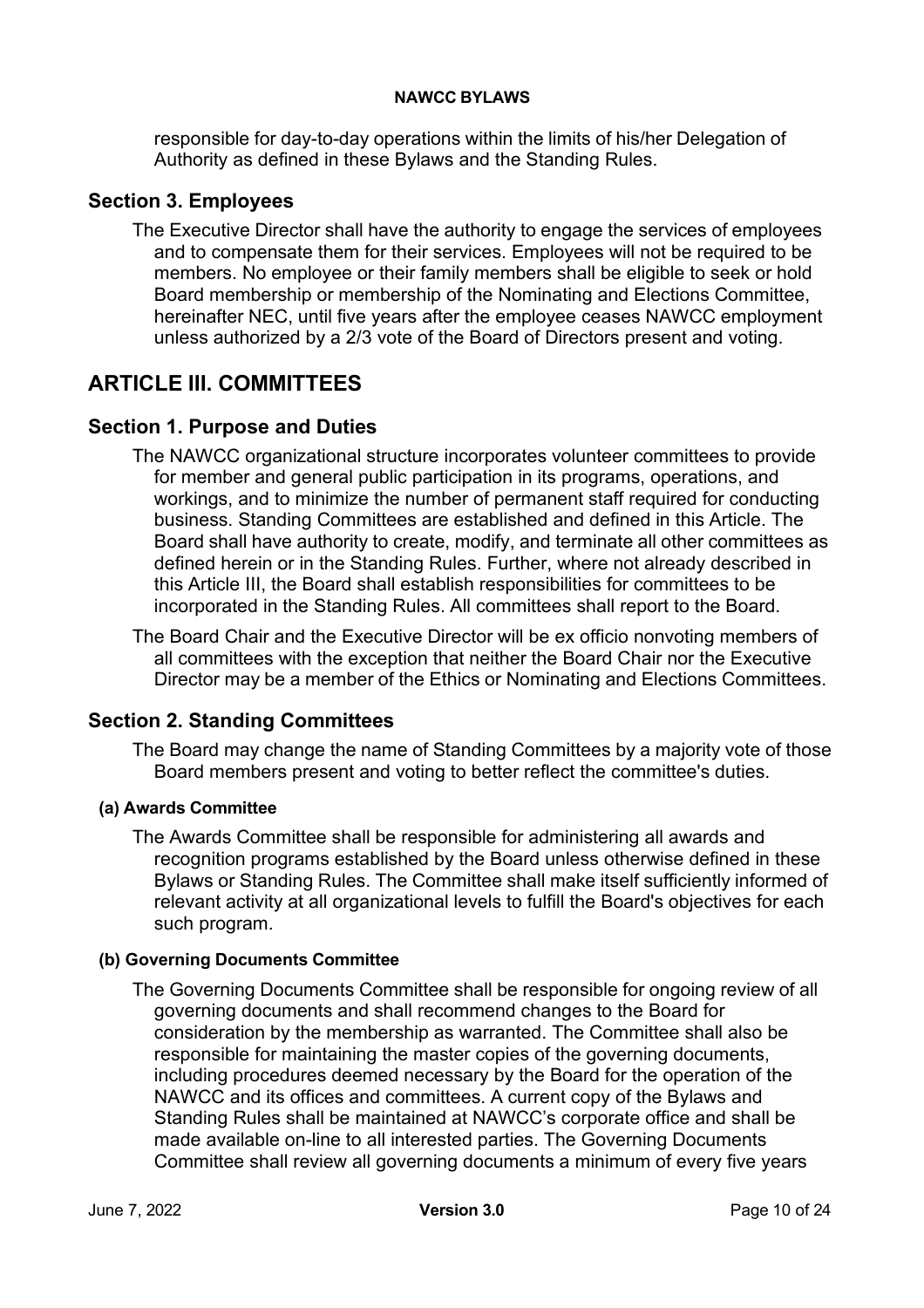responsible for day-to-day operations within the limits of his/her Delegation of Authority as defined in these Bylaws and the Standing Rules.

### Section 3. Employees

The Executive Director shall have the authority to engage the services of employees and to compensate them for their services. Employees will not be required to be members. No employee or their family members shall be eligible to seek or hold Board membership or membership of the Nominating and Elections Committee, hereinafter NEC, until five years after the employee ceases NAWCC employment unless authorized by a 2/3 vote of the Board of Directors present and voting.

## ARTICLE III. COMMITTEES

### Section 1. Purpose and Duties

The NAWCC organizational structure incorporates volunteer committees to provide for member and general public participation in its programs, operations, and workings, and to minimize the number of permanent staff required for conducting business. Standing Committees are established and defined in this Article. The Board shall have authority to create, modify, and terminate all other committees as defined herein or in the Standing Rules. Further, where not already described in this Article III, the Board shall establish responsibilities for committees to be incorporated in the Standing Rules. All committees shall report to the Board.

The Board Chair and the Executive Director will be ex officio nonvoting members of all committees with the exception that neither the Board Chair nor the Executive Director may be a member of the Ethics or Nominating and Elections Committees.

### Section 2. Standing Committees

The Board may change the name of Standing Committees by a majority vote of those Board members present and voting to better reflect the committee's duties.

#### (a) Awards Committee

The Awards Committee shall be responsible for administering all awards and recognition programs established by the Board unless otherwise defined in these Bylaws or Standing Rules. The Committee shall make itself sufficiently informed of relevant activity at all organizational levels to fulfill the Board's objectives for each such program.

#### (b) Governing Documents Committee

The Governing Documents Committee shall be responsible for ongoing review of all governing documents and shall recommend changes to the Board for consideration by the membership as warranted. The Committee shall also be responsible for maintaining the master copies of the governing documents, including procedures deemed necessary by the Board for the operation of the NAWCC and its offices and committees. A current copy of the Bylaws and Standing Rules shall be maintained at NAWCC's corporate office and shall be made available on-line to all interested parties. The Governing Documents Committee shall review all governing documents a minimum of every five years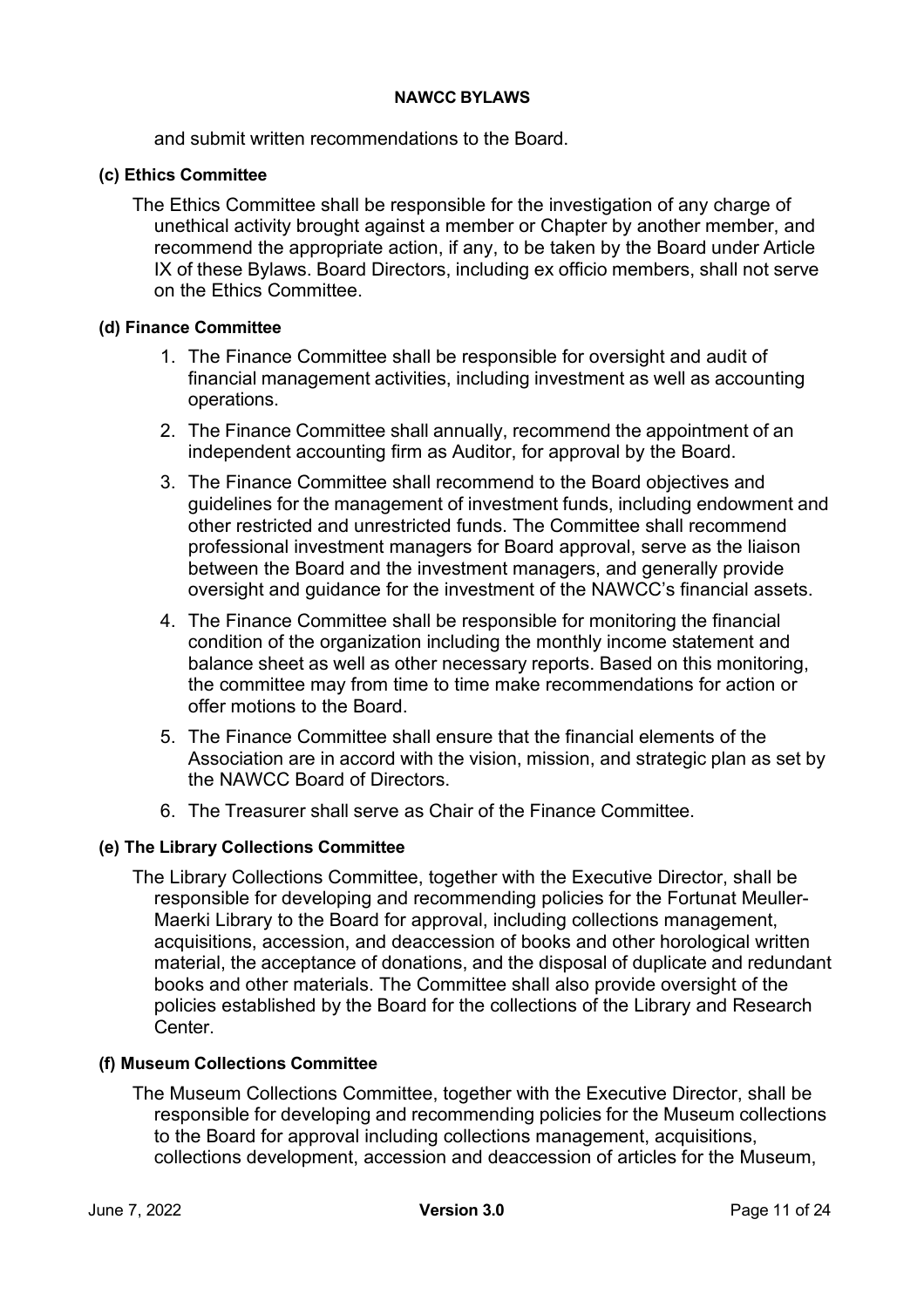and submit written recommendations to the Board.

**(c) Ethics Committee**

The Ethics Committee shall be responsible for the investigation of any charge of unethical activity brought against a member or Chapter by another member, and recommend the appropriate action, if any, to be taken by the Board under Article IX of these Bylaws. Board Directors, including ex officio members, shall not serve on the Ethics Committee.

**(d) Finance Committee**

1. The Finance Committee shall be responsible for oversight and audit of financial management activities, including investment as well as accounting operations.
2. The Finance Committee shall annually, recommend the appointment of an independent accounting firm as Auditor, for approval by the Board.
3. The Finance Committee shall recommend to the Board objectives and guidelines for the management of investment funds, including endowment and other restricted and unrestricted funds. The Committee shall recommend professional investment managers for Board approval, serve as the liaison between the Board and the investment managers, and generally provide oversight and guidance for the investment of the NAWCC's financial assets.
4. The Finance Committee shall be responsible for monitoring the financial condition of the organization including the monthly income statement and balance sheet as well as other necessary reports. Based on this monitoring, the committee may from time to time make recommendations for action or offer motions to the Board.
5. The Finance Committee shall ensure that the financial elements of the Association are in accord with the vision, mission, and strategic plan as set by the NAWCC Board of Directors.
6. The Treasurer shall serve as Chair of the Finance Committee.

**(e) The Library Collections Committee**

The Library Collections Committee, together with the Executive Director, shall be responsible for developing and recommending policies for the Fortunat Meuller-Maerki Library to the Board for approval, including collections management, acquisitions, accession, and deaccession of books and other horological written material, the acceptance of donations, and the disposal of duplicate and redundant books and other materials. The Committee shall also provide oversight of the policies established by the Board for the collections of the Library and Research Center.

**(f) Museum Collections Committee**

The Museum Collections Committee, together with the Executive Director, shall be responsible for developing and recommending policies for the Museum collections to the Board for approval including collections management, acquisitions, collections development, accession and deaccession of articles for the Museum,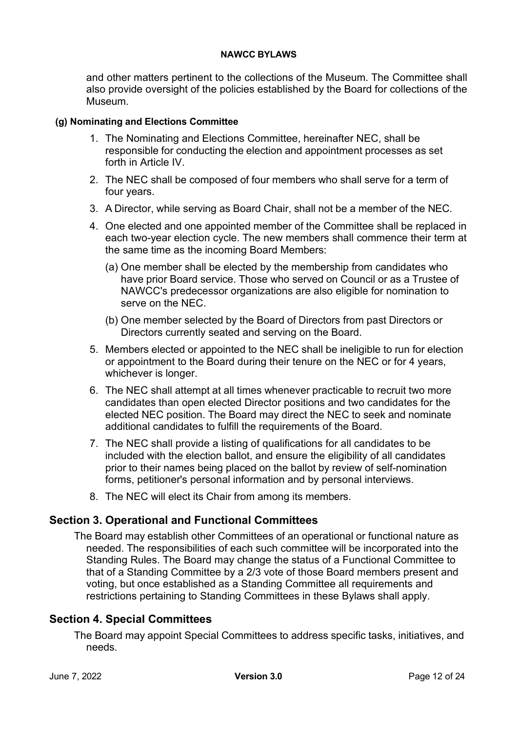and other matters pertinent to the collections of the Museum. The Committee shall also provide oversight of the policies established by the Board for collections of the Museum.

**(g) Nominating and Elections Committee**

1. The Nominating and Elections Committee, hereinafter NEC, shall be responsible for conducting the election and appointment processes as set forth in Article IV.
2. The NEC shall be composed of four members who shall serve for a term of four years.
3. A Director, while serving as Board Chair, shall not be a member of the NEC.
4. One elected and one appointed member of the Committee shall be replaced in each two-year election cycle. The new members shall commence their term at the same time as the incoming Board Members:
   (a) One member shall be elected by the membership from candidates who have prior Board service. Those who served on Council or as a Trustee of NAWCC's predecessor organizations are also eligible for nomination to serve on the NEC.
   (b) One member selected by the Board of Directors from past Directors or Directors currently seated and serving on the Board.
5. Members elected or appointed to the NEC shall be ineligible to run for election or appointment to the Board during their tenure on the NEC or for 4 years, whichever is longer.
6. The NEC shall attempt at all times whenever practicable to recruit two more candidates than open elected Director positions and two candidates for the elected NEC position. The Board may direct the NEC to seek and nominate additional candidates to fulfill the requirements of the Board.
7. The NEC shall provide a listing of qualifications for all candidates to be included with the election ballot, and ensure the eligibility of all candidates prior to their names being placed on the ballot by review of self-nomination forms, petitioner's personal information and by personal interviews.
8. The NEC will elect its Chair from among its members.

## Section 3. Operational and Functional Committees

The Board may establish other Committees of an operational or functional nature as needed. The responsibilities of each such committee will be incorporated into the Standing Rules. The Board may change the status of a Functional Committee to that of a Standing Committee by a 2/3 vote of those Board members present and voting, but once established as a Standing Committee all requirements and restrictions pertaining to Standing Committees in these Bylaws shall apply.

## Section 4. Special Committees

The Board may appoint Special Committees to address specific tasks, initiatives, and needs.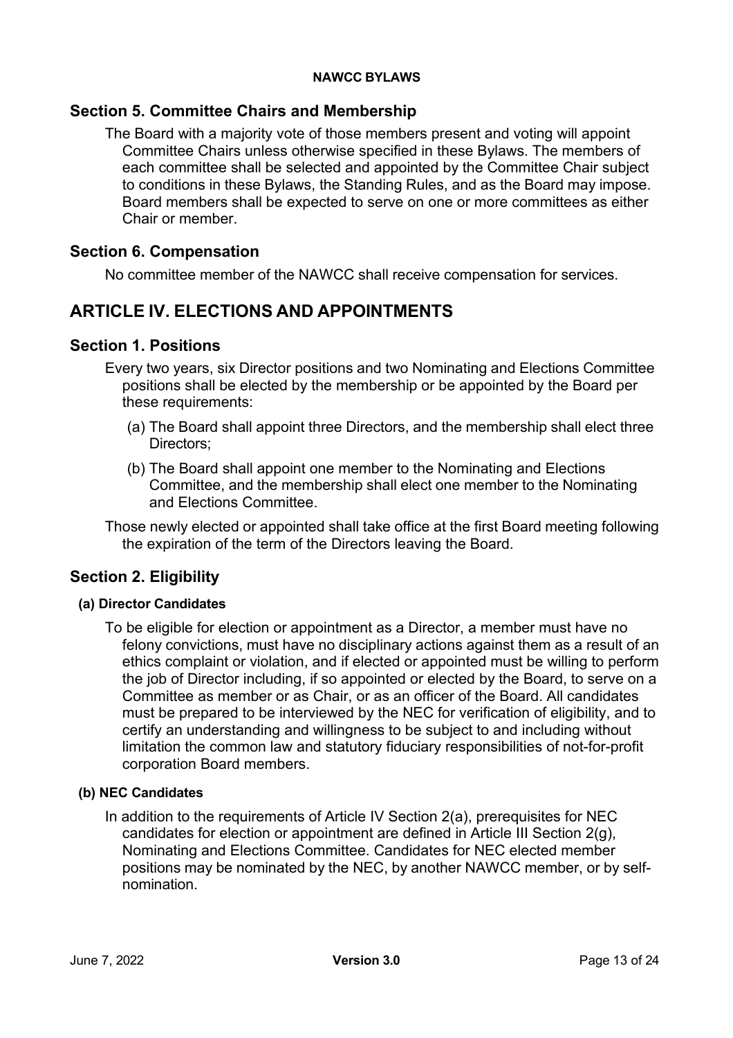## Section 5. Committee Chairs and Membership

The Board with a majority vote of those members present and voting will appoint Committee Chairs unless otherwise specified in these Bylaws. The members of each committee shall be selected and appointed by the Committee Chair subject to conditions in these Bylaws, the Standing Rules, and as the Board may impose. Board members shall be expected to serve on one or more committees as either Chair or member.

## Section 6. Compensation

No committee member of the NAWCC shall receive compensation for services.

# ARTICLE IV. ELECTIONS AND APPOINTMENTS

## Section 1. Positions

Every two years, six Director positions and two Nominating and Elections Committee positions shall be elected by the membership or be appointed by the Board per these requirements:

(a) The Board shall appoint three Directors, and the membership shall elect three Directors;

(b) The Board shall appoint one member to the Nominating and Elections Committee, and the membership shall elect one member to the Nominating and Elections Committee.

Those newly elected or appointed shall take office at the first Board meeting following the expiration of the term of the Directors leaving the Board.

## Section 2. Eligibility

#### (a) Director Candidates

To be eligible for election or appointment as a Director, a member must have no felony convictions, must have no disciplinary actions against them as a result of an ethics complaint or violation, and if elected or appointed must be willing to perform the job of Director including, if so appointed or elected by the Board, to serve on a Committee as member or as Chair, or as an officer of the Board. All candidates must be prepared to be interviewed by the NEC for verification of eligibility, and to certify an understanding and willingness to be subject to and including without limitation the common law and statutory fiduciary responsibilities of not-for-profit corporation Board members.

#### (b) NEC Candidates

In addition to the requirements of Article IV Section 2(a), prerequisites for NEC candidates for election or appointment are defined in Article III Section 2(g), Nominating and Elections Committee. Candidates for NEC elected member positions may be nominated by the NEC, by another NAWCC member, or by self-nomination.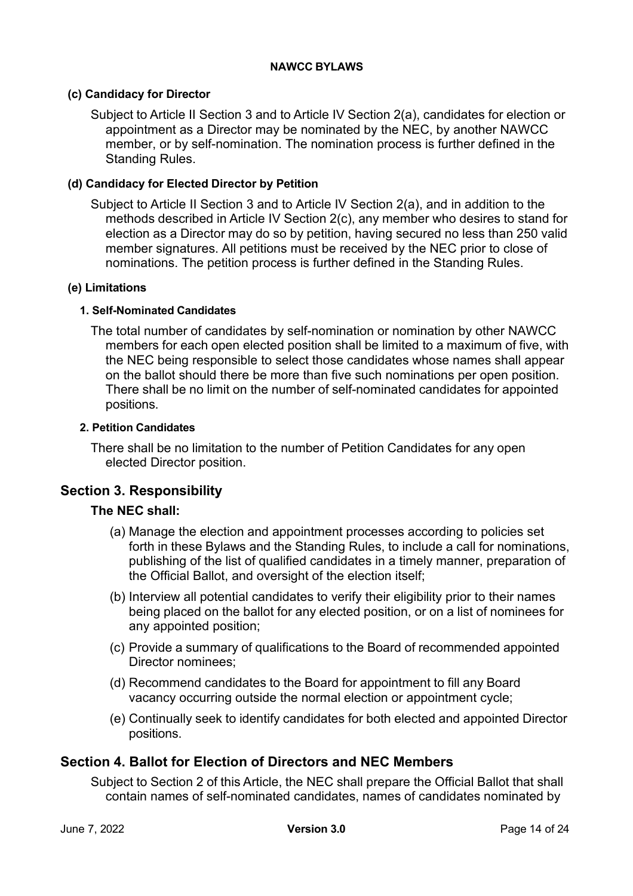#### (c) Candidacy for Director

Subject to Article II Section 3 and to Article IV Section 2(a), candidates for election or appointment as a Director may be nominated by the NEC, by another NAWCC member, or by self-nomination. The nomination process is further defined in the Standing Rules.

#### (d) Candidacy for Elected Director by Petition

Subject to Article II Section 3 and to Article IV Section 2(a), and in addition to the methods described in Article IV Section 2(c), any member who desires to stand for election as a Director may do so by petition, having secured no less than 250 valid member signatures. All petitions must be received by the NEC prior to close of nominations. The petition process is further defined in the Standing Rules.

#### (e) Limitations

##### 1. Self-Nominated Candidates

The total number of candidates by self-nomination or nomination by other NAWCC members for each open elected position shall be limited to a maximum of five, with the NEC being responsible to select those candidates whose names shall appear on the ballot should there be more than five such nominations per open position. There shall be no limit on the number of self-nominated candidates for appointed positions.

##### 2. Petition Candidates

There shall be no limitation to the number of Petition Candidates for any open elected Director position.

## Section 3. Responsibility

### The NEC shall:

(a) Manage the election and appointment processes according to policies set forth in these Bylaws and the Standing Rules, to include a call for nominations, publishing of the list of qualified candidates in a timely manner, preparation of the Official Ballot, and oversight of the election itself;

(b) Interview all potential candidates to verify their eligibility prior to their names being placed on the ballot for any elected position, or on a list of nominees for any appointed position;

(c) Provide a summary of qualifications to the Board of recommended appointed Director nominees;

(d) Recommend candidates to the Board for appointment to fill any Board vacancy occurring outside the normal election or appointment cycle;

(e) Continually seek to identify candidates for both elected and appointed Director positions.

## Section 4. Ballot for Election of Directors and NEC Members

Subject to Section 2 of this Article, the NEC shall prepare the Official Ballot that shall contain names of self-nominated candidates, names of candidates nominated by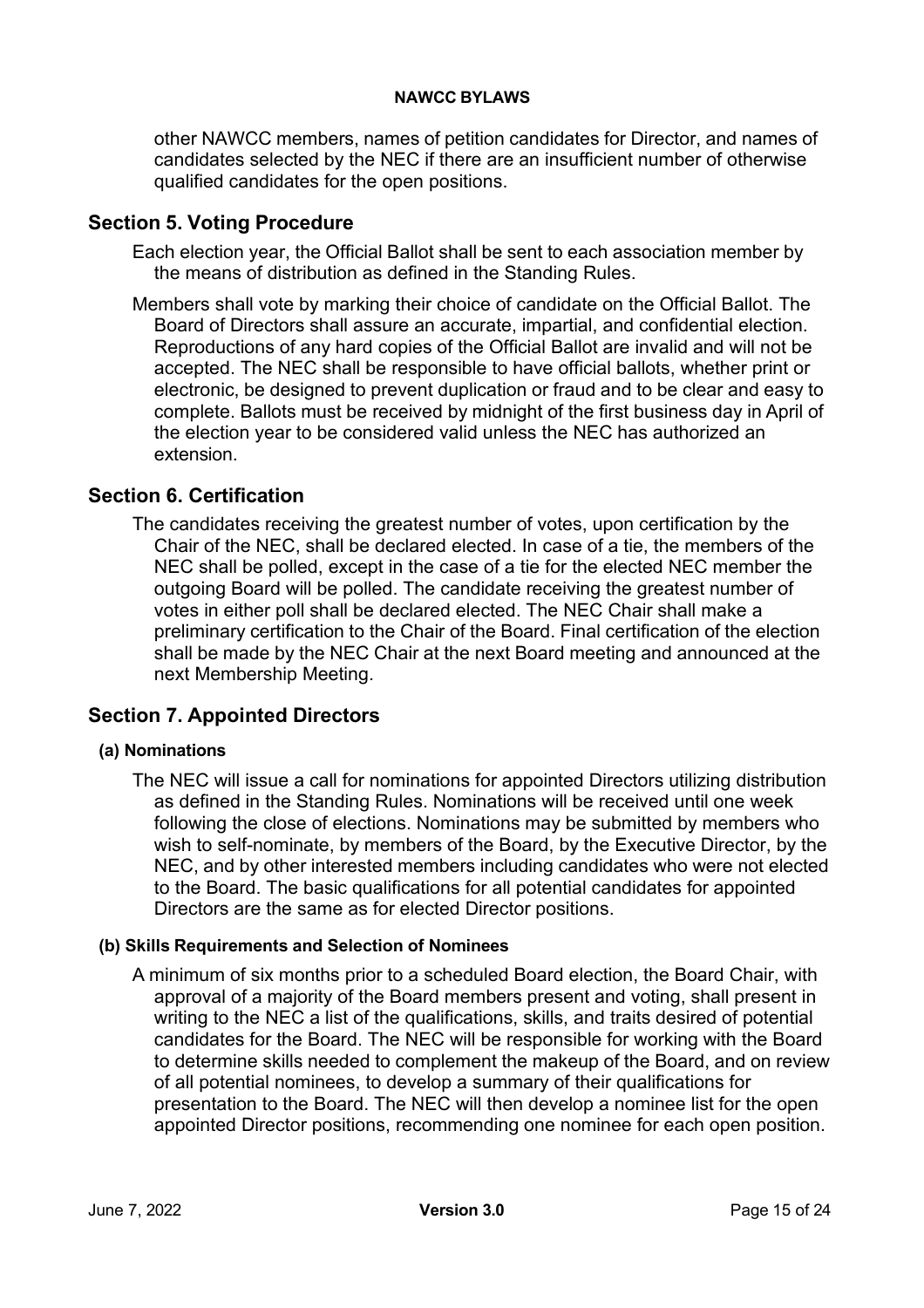other NAWCC members, names of petition candidates for Director, and names of candidates selected by the NEC if there are an insufficient number of otherwise qualified candidates for the open positions.

## Section 5. Voting Procedure

Each election year, the Official Ballot shall be sent to each association member by the means of distribution as defined in the Standing Rules.

Members shall vote by marking their choice of candidate on the Official Ballot. The Board of Directors shall assure an accurate, impartial, and confidential election. Reproductions of any hard copies of the Official Ballot are invalid and will not be accepted. The NEC shall be responsible to have official ballots, whether print or electronic, be designed to prevent duplication or fraud and to be clear and easy to complete. Ballots must be received by midnight of the first business day in April of the election year to be considered valid unless the NEC has authorized an extension.

## Section 6. Certification

The candidates receiving the greatest number of votes, upon certification by the Chair of the NEC, shall be declared elected. In case of a tie, the members of the NEC shall be polled, except in the case of a tie for the elected NEC member the outgoing Board will be polled. The candidate receiving the greatest number of votes in either poll shall be declared elected. The NEC Chair shall make a preliminary certification to the Chair of the Board. Final certification of the election shall be made by the NEC Chair at the next Board meeting and announced at the next Membership Meeting.

## Section 7. Appointed Directors

#### (a) Nominations

The NEC will issue a call for nominations for appointed Directors utilizing distribution as defined in the Standing Rules. Nominations will be received until one week following the close of elections. Nominations may be submitted by members who wish to self-nominate, by members of the Board, by the Executive Director, by the NEC, and by other interested members including candidates who were not elected to the Board. The basic qualifications for all potential candidates for appointed Directors are the same as for elected Director positions.

#### (b) Skills Requirements and Selection of Nominees

A minimum of six months prior to a scheduled Board election, the Board Chair, with approval of a majority of the Board members present and voting, shall present in writing to the NEC a list of the qualifications, skills, and traits desired of potential candidates for the Board. The NEC will be responsible for working with the Board to determine skills needed to complement the makeup of the Board, and on review of all potential nominees, to develop a summary of their qualifications for presentation to the Board. The NEC will then develop a nominee list for the open appointed Director positions, recommending one nominee for each open position.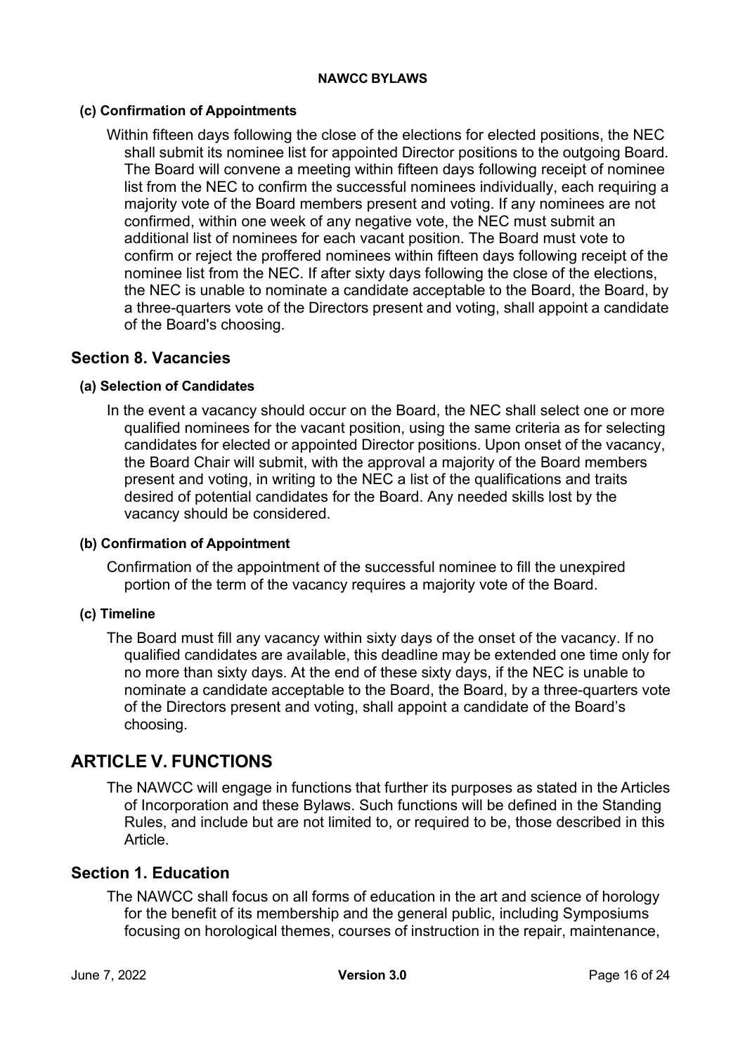**(c) Confirmation of Appointments**

Within fifteen days following the close of the elections for elected positions, the NEC shall submit its nominee list for appointed Director positions to the outgoing Board. The Board will convene a meeting within fifteen days following receipt of nominee list from the NEC to confirm the successful nominees individually, each requiring a majority vote of the Board members present and voting. If any nominees are not confirmed, within one week of any negative vote, the NEC must submit an additional list of nominees for each vacant position. The Board must vote to confirm or reject the proffered nominees within fifteen days following receipt of the nominee list from the NEC. If after sixty days following the close of the elections, the NEC is unable to nominate a candidate acceptable to the Board, the Board, by a three-quarters vote of the Directors present and voting, shall appoint a candidate of the Board's choosing.

## Section 8. Vacancies

**(a) Selection of Candidates**

In the event a vacancy should occur on the Board, the NEC shall select one or more qualified nominees for the vacant position, using the same criteria as for selecting candidates for elected or appointed Director positions. Upon onset of the vacancy, the Board Chair will submit, with the approval a majority of the Board members present and voting, in writing to the NEC a list of the qualifications and traits desired of potential candidates for the Board. Any needed skills lost by the vacancy should be considered.

**(b) Confirmation of Appointment**

Confirmation of the appointment of the successful nominee to fill the unexpired portion of the term of the vacancy requires a majority vote of the Board.

**(c) Timeline**

The Board must fill any vacancy within sixty days of the onset of the vacancy. If no qualified candidates are available, this deadline may be extended one time only for no more than sixty days. At the end of these sixty days, if the NEC is unable to nominate a candidate acceptable to the Board, the Board, by a three-quarters vote of the Directors present and voting, shall appoint a candidate of the Board's choosing.

# ARTICLE V. FUNCTIONS

The NAWCC will engage in functions that further its purposes as stated in the Articles of Incorporation and these Bylaws. Such functions will be defined in the Standing Rules, and include but are not limited to, or required to be, those described in this Article.

## Section 1. Education

The NAWCC shall focus on all forms of education in the art and science of horology for the benefit of its membership and the general public, including Symposiums focusing on horological themes, courses of instruction in the repair, maintenance,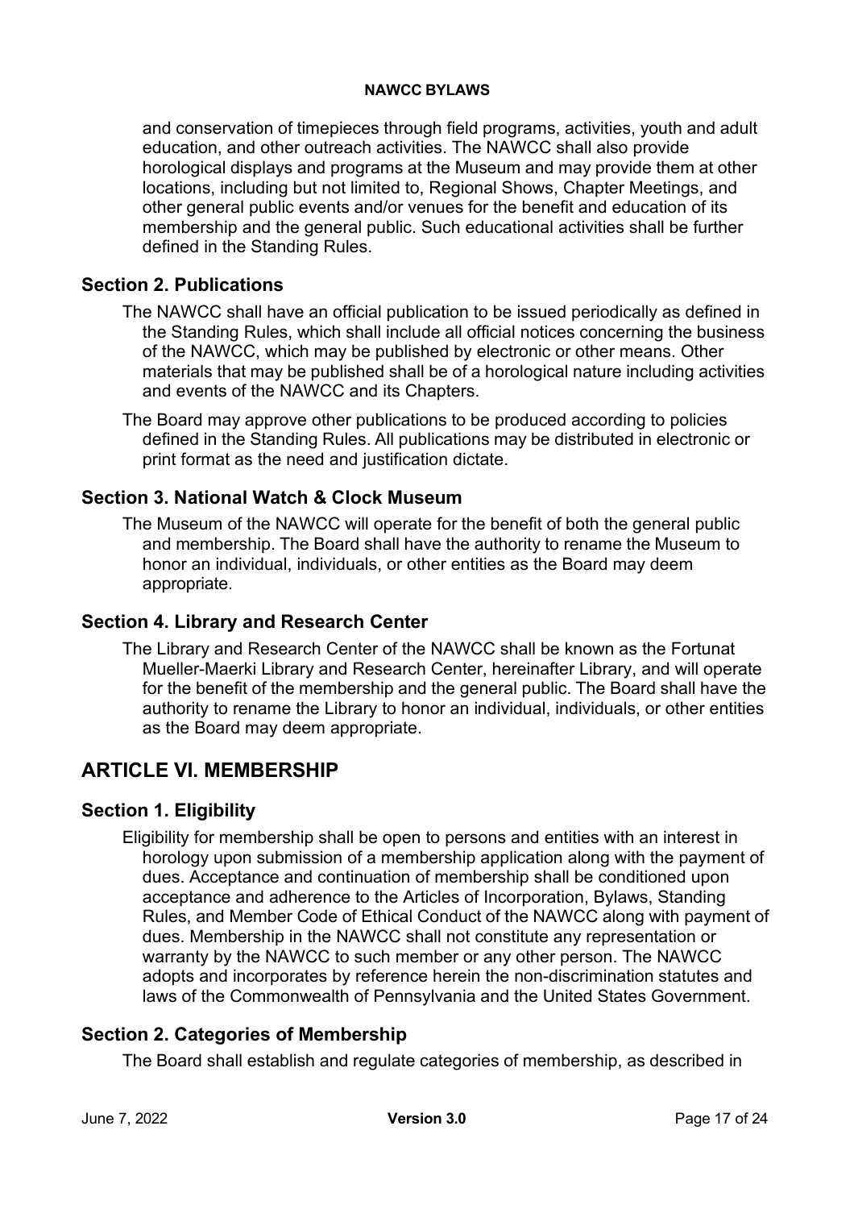and conservation of timepieces through field programs, activities, youth and adult education, and other outreach activities. The NAWCC shall also provide horological displays and programs at the Museum and may provide them at other locations, including but not limited to, Regional Shows, Chapter Meetings, and other general public events and/or venues for the benefit and education of its membership and the general public. Such educational activities shall be further defined in the Standing Rules.

### Section 2. Publications

The NAWCC shall have an official publication to be issued periodically as defined in the Standing Rules, which shall include all official notices concerning the business of the NAWCC, which may be published by electronic or other means. Other materials that may be published shall be of a horological nature including activities and events of the NAWCC and its Chapters.

The Board may approve other publications to be produced according to policies defined in the Standing Rules. All publications may be distributed in electronic or print format as the need and justification dictate.

### Section 3. National Watch & Clock Museum

The Museum of the NAWCC will operate for the benefit of both the general public and membership. The Board shall have the authority to rename the Museum to honor an individual, individuals, or other entities as the Board may deem appropriate.

### Section 4. Library and Research Center

The Library and Research Center of the NAWCC shall be known as the Fortunat Mueller-Maerki Library and Research Center, hereinafter Library, and will operate for the benefit of the membership and the general public. The Board shall have the authority to rename the Library to honor an individual, individuals, or other entities as the Board may deem appropriate.

## ARTICLE VI. MEMBERSHIP

### Section 1. Eligibility

Eligibility for membership shall be open to persons and entities with an interest in horology upon submission of a membership application along with the payment of dues. Acceptance and continuation of membership shall be conditioned upon acceptance and adherence to the Articles of Incorporation, Bylaws, Standing Rules, and Member Code of Ethical Conduct of the NAWCC along with payment of dues. Membership in the NAWCC shall not constitute any representation or warranty by the NAWCC to such member or any other person. The NAWCC adopts and incorporates by reference herein the non-discrimination statutes and laws of the Commonwealth of Pennsylvania and the United States Government.

### Section 2. Categories of Membership

The Board shall establish and regulate categories of membership, as described in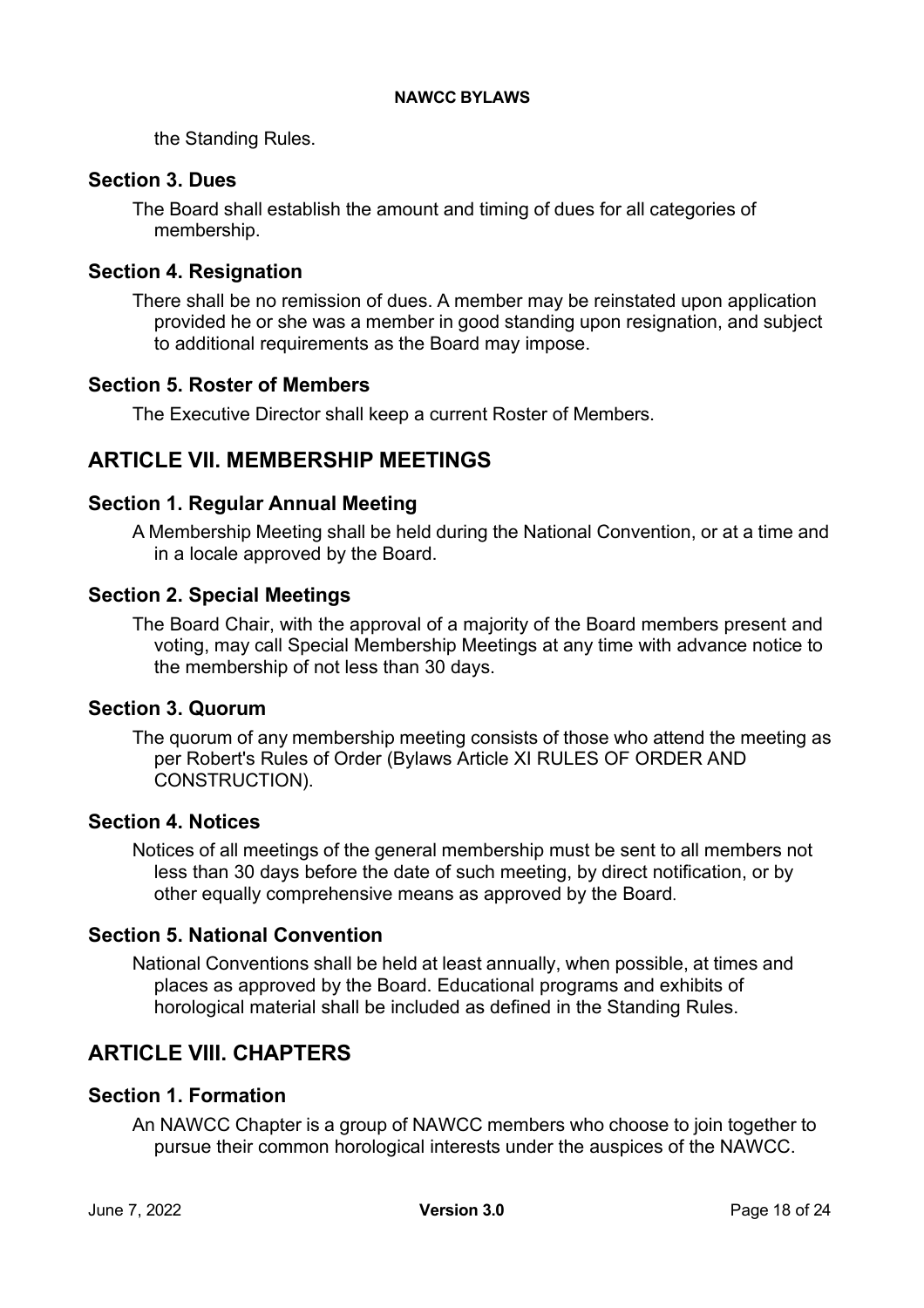the Standing Rules.

### Section 3. Dues

The Board shall establish the amount and timing of dues for all categories of membership.

### Section 4. Resignation

There shall be no remission of dues. A member may be reinstated upon application provided he or she was a member in good standing upon resignation, and subject to additional requirements as the Board may impose.

### Section 5. Roster of Members

The Executive Director shall keep a current Roster of Members.

## ARTICLE VII. MEMBERSHIP MEETINGS

### Section 1. Regular Annual Meeting

A Membership Meeting shall be held during the National Convention, or at a time and in a locale approved by the Board.

### Section 2. Special Meetings

The Board Chair, with the approval of a majority of the Board members present and voting, may call Special Membership Meetings at any time with advance notice to the membership of not less than 30 days.

### Section 3. Quorum

The quorum of any membership meeting consists of those who attend the meeting as per Robert's Rules of Order (Bylaws Article XI RULES OF ORDER AND CONSTRUCTION).

### Section 4. Notices

Notices of all meetings of the general membership must be sent to all members not less than 30 days before the date of such meeting, by direct notification, or by other equally comprehensive means as approved by the Board.

### Section 5. National Convention

National Conventions shall be held at least annually, when possible, at times and places as approved by the Board. Educational programs and exhibits of horological material shall be included as defined in the Standing Rules.

## ARTICLE VIII. CHAPTERS

### Section 1. Formation

An NAWCC Chapter is a group of NAWCC members who choose to join together to pursue their common horological interests under the auspices of the NAWCC.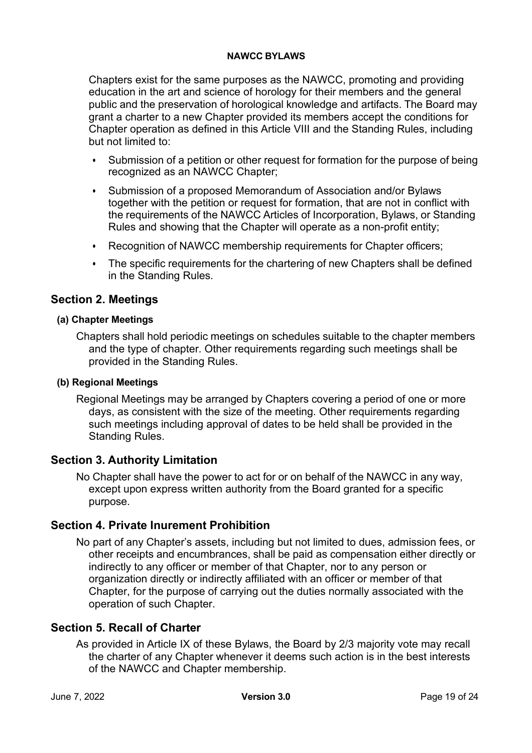Chapters exist for the same purposes as the NAWCC, promoting and providing education in the art and science of horology for their members and the general public and the preservation of horological knowledge and artifacts. The Board may grant a charter to a new Chapter provided its members accept the conditions for Chapter operation as defined in this Article VIII and the Standing Rules, including but not limited to:

- Submission of a petition or other request for formation for the purpose of being recognized as an NAWCC Chapter;
- Submission of a proposed Memorandum of Association and/or Bylaws together with the petition or request for formation, that are not in conflict with the requirements of the NAWCC Articles of Incorporation, Bylaws, or Standing Rules and showing that the Chapter will operate as a non-profit entity;
- Recognition of NAWCC membership requirements for Chapter officers;
- The specific requirements for the chartering of new Chapters shall be defined in the Standing Rules.

## Section 2. Meetings

#### (a) Chapter Meetings

Chapters shall hold periodic meetings on schedules suitable to the chapter members and the type of chapter. Other requirements regarding such meetings shall be provided in the Standing Rules.

#### (b) Regional Meetings

Regional Meetings may be arranged by Chapters covering a period of one or more days, as consistent with the size of the meeting. Other requirements regarding such meetings including approval of dates to be held shall be provided in the Standing Rules.

## Section 3. Authority Limitation

No Chapter shall have the power to act for or on behalf of the NAWCC in any way, except upon express written authority from the Board granted for a specific purpose.

## Section 4. Private Inurement Prohibition

No part of any Chapter's assets, including but not limited to dues, admission fees, or other receipts and encumbrances, shall be paid as compensation either directly or indirectly to any officer or member of that Chapter, nor to any person or organization directly or indirectly affiliated with an officer or member of that Chapter, for the purpose of carrying out the duties normally associated with the operation of such Chapter.

## Section 5. Recall of Charter

As provided in Article IX of these Bylaws, the Board by 2/3 majority vote may recall the charter of any Chapter whenever it deems such action is in the best interests of the NAWCC and Chapter membership.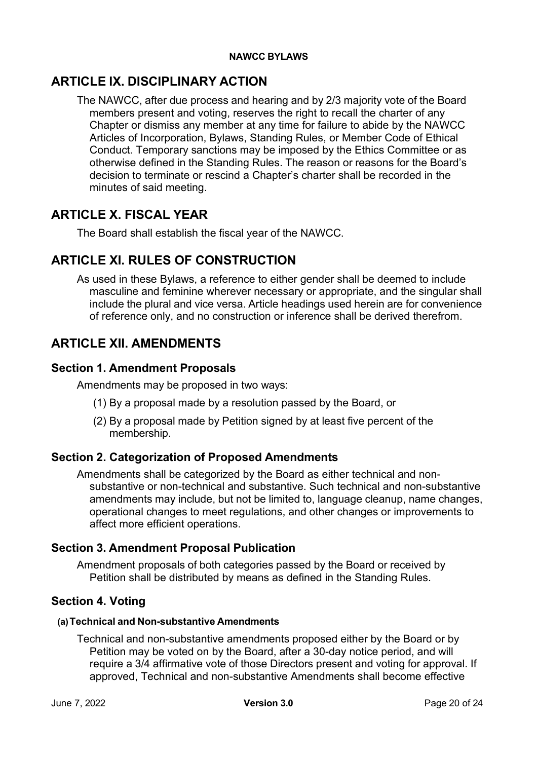## ARTICLE IX. DISCIPLINARY ACTION

The NAWCC, after due process and hearing and by 2/3 majority vote of the Board members present and voting, reserves the right to recall the charter of any Chapter or dismiss any member at any time for failure to abide by the NAWCC Articles of Incorporation, Bylaws, Standing Rules, or Member Code of Ethical Conduct. Temporary sanctions may be imposed by the Ethics Committee or as otherwise defined in the Standing Rules. The reason or reasons for the Board's decision to terminate or rescind a Chapter's charter shall be recorded in the minutes of said meeting.

## ARTICLE X. FISCAL YEAR

The Board shall establish the fiscal year of the NAWCC.

## ARTICLE XI. RULES OF CONSTRUCTION

As used in these Bylaws, a reference to either gender shall be deemed to include masculine and feminine wherever necessary or appropriate, and the singular shall include the plural and vice versa. Article headings used herein are for convenience of reference only, and no construction or inference shall be derived therefrom.

## ARTICLE XII. AMENDMENTS

### Section 1. Amendment Proposals

Amendments may be proposed in two ways:

(1) By a proposal made by a resolution passed by the Board, or

(2) By a proposal made by Petition signed by at least five percent of the membership.

### Section 2. Categorization of Proposed Amendments

Amendments shall be categorized by the Board as either technical and non-substantive or non-technical and substantive. Such technical and non-substantive amendments may include, but not be limited to, language cleanup, name changes, operational changes to meet regulations, and other changes or improvements to affect more efficient operations.

### Section 3. Amendment Proposal Publication

Amendment proposals of both categories passed by the Board or received by Petition shall be distributed by means as defined in the Standing Rules.

### Section 4. Voting

#### (a) Technical and Non-substantive Amendments

Technical and non-substantive amendments proposed either by the Board or by Petition may be voted on by the Board, after a 30-day notice period, and will require a 3/4 affirmative vote of those Directors present and voting for approval. If approved, Technical and non-substantive Amendments shall become effective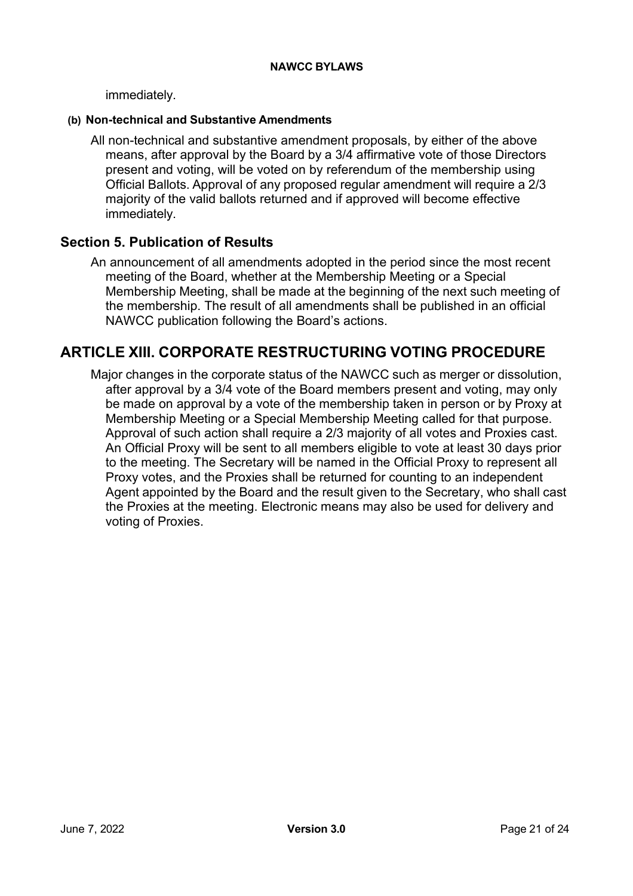immediately.

**(b) Non-technical and Substantive Amendments**

All non-technical and substantive amendment proposals, by either of the above means, after approval by the Board by a 3/4 affirmative vote of those Directors present and voting, will be voted on by referendum of the membership using Official Ballots. Approval of any proposed regular amendment will require a 2/3 majority of the valid ballots returned and if approved will become effective immediately.

### Section 5. Publication of Results

An announcement of all amendments adopted in the period since the most recent meeting of the Board, whether at the Membership Meeting or a Special Membership Meeting, shall be made at the beginning of the next such meeting of the membership. The result of all amendments shall be published in an official NAWCC publication following the Board's actions.

## ARTICLE XIII. CORPORATE RESTRUCTURING VOTING PROCEDURE

Major changes in the corporate status of the NAWCC such as merger or dissolution, after approval by a 3/4 vote of the Board members present and voting, may only be made on approval by a vote of the membership taken in person or by Proxy at Membership Meeting or a Special Membership Meeting called for that purpose. Approval of such action shall require a 2/3 majority of all votes and Proxies cast. An Official Proxy will be sent to all members eligible to vote at least 30 days prior to the meeting. The Secretary will be named in the Official Proxy to represent all Proxy votes, and the Proxies shall be returned for counting to an independent Agent appointed by the Board and the result given to the Secretary, who shall cast the Proxies at the meeting. Electronic means may also be used for delivery and voting of Proxies.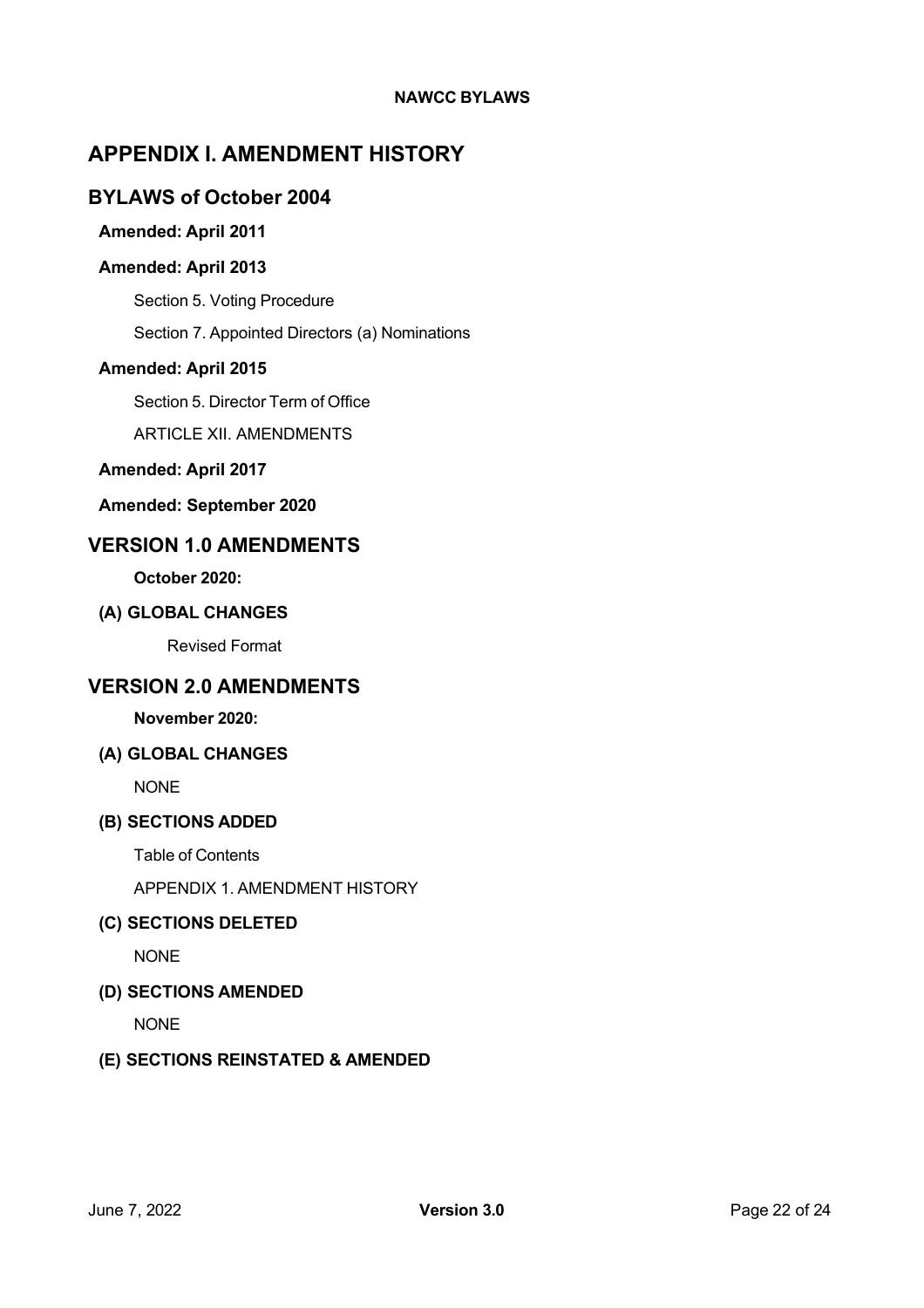# APPENDIX I. AMENDMENT HISTORY

## BYLAWS of October 2004

### Amended: April 2011

### Amended: April 2013

Section 5. Voting Procedure

Section 7. Appointed Directors (a) Nominations

### Amended: April 2015

Section 5. Director Term of Office

ARTICLE XII. AMENDMENTS

### Amended: April 2017

### Amended: September 2020

## VERSION 1.0 AMENDMENTS

**October 2020:**

### (A) GLOBAL CHANGES

Revised Format

## VERSION 2.0 AMENDMENTS

**November 2020:**

### (A) GLOBAL CHANGES

NONE

### (B) SECTIONS ADDED

Table of Contents

APPENDIX 1. AMENDMENT HISTORY

### (C) SECTIONS DELETED

NONE

### (D) SECTIONS AMENDED

NONE

### (E) SECTIONS REINSTATED & AMENDED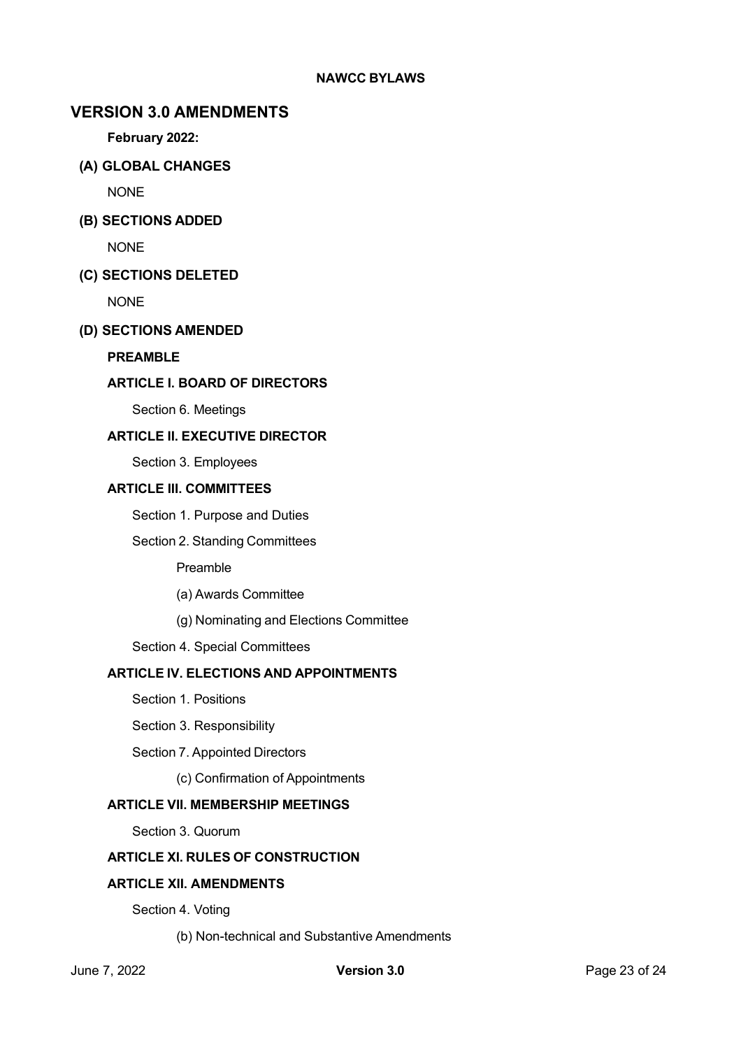## VERSION 3.0 AMENDMENTS

**February 2022:**

### (A) GLOBAL CHANGES

NONE

### (B) SECTIONS ADDED

NONE

### (C) SECTIONS DELETED

NONE

### (D) SECTIONS AMENDED

**PREAMBLE**

**ARTICLE I. BOARD OF DIRECTORS**

Section 6. Meetings

**ARTICLE II. EXECUTIVE DIRECTOR**

Section 3. Employees

**ARTICLE III. COMMITTEES**

Section 1. Purpose and Duties

Section 2. Standing Committees

Preamble

(a) Awards Committee

(g) Nominating and Elections Committee

Section 4. Special Committees

**ARTICLE IV. ELECTIONS AND APPOINTMENTS**

Section 1. Positions

Section 3. Responsibility

Section 7. Appointed Directors

(c) Confirmation of Appointments

**ARTICLE VII. MEMBERSHIP MEETINGS**

Section 3. Quorum

**ARTICLE XI. RULES OF CONSTRUCTION**

**ARTICLE XII. AMENDMENTS**

Section 4. Voting

(b) Non-technical and Substantive Amendments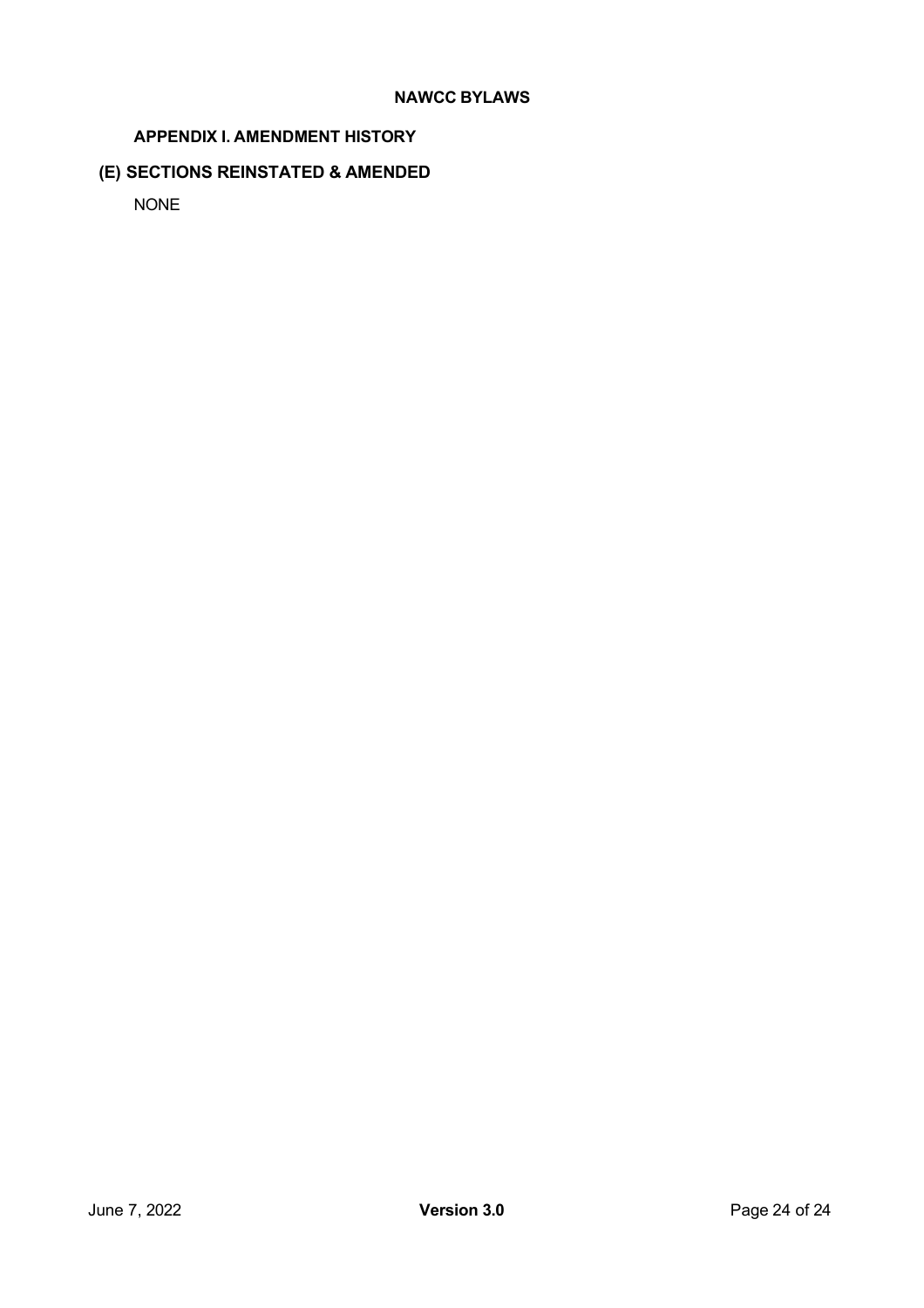## APPENDIX I. AMENDMENT HISTORY

### (E) SECTIONS REINSTATED & AMENDED

NONE